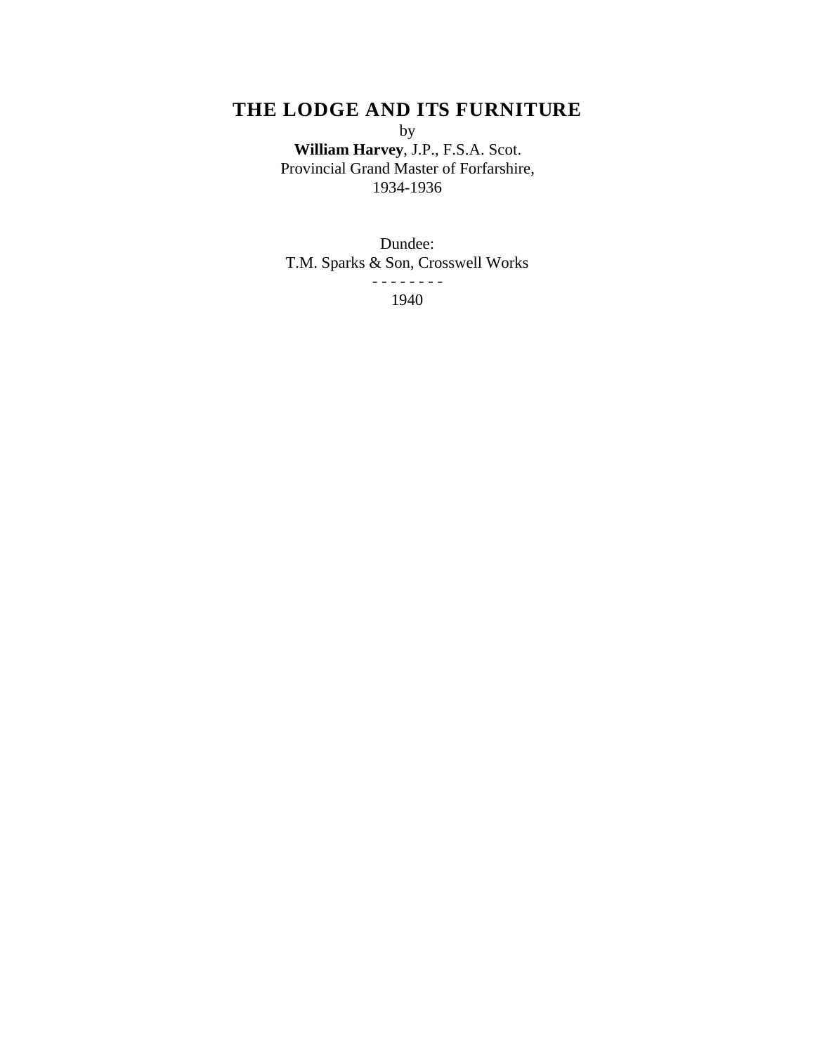# THE LODGE AND ITS FURNITURE

by

**William Harvey**, J.P., F.S.A. Scot.
Provincial Grand Master of Forfarshire,
1934-1936

Dundee:
T.M. Sparks & Son, Crosswell Works
- - - - - - - -
1940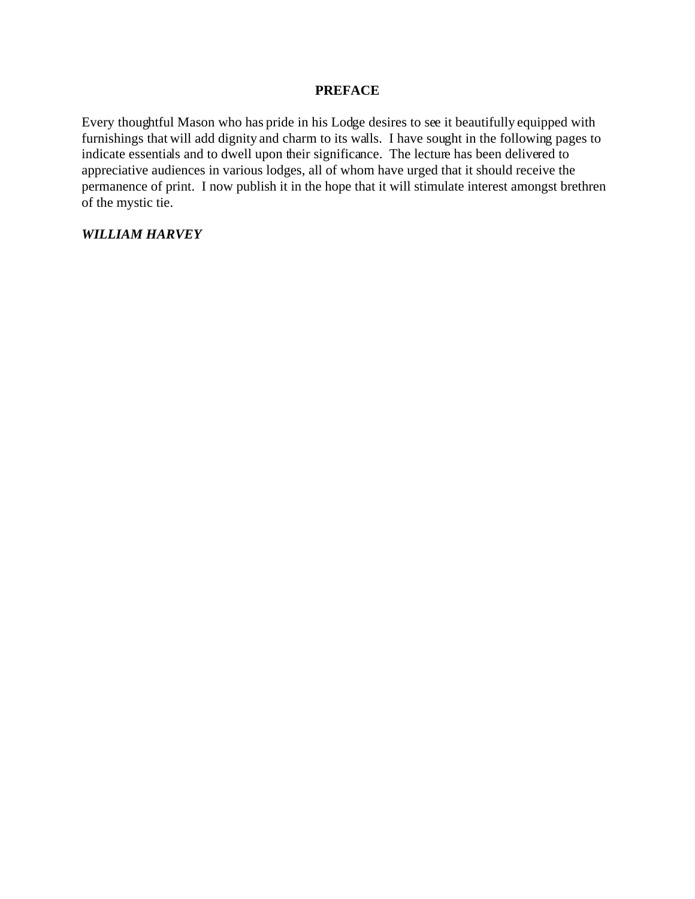## PREFACE

Every thoughtful Mason who has pride in his Lodge desires to see it beautifully equipped with furnishings that will add dignity and charm to its walls. I have sought in the following pages to indicate essentials and to dwell upon their significance. The lecture has been delivered to appreciative audiences in various lodges, all of whom have urged that it should receive the permanence of print. I now publish it in the hope that it will stimulate interest amongst brethren of the mystic tie.

***WILLIAM HARVEY***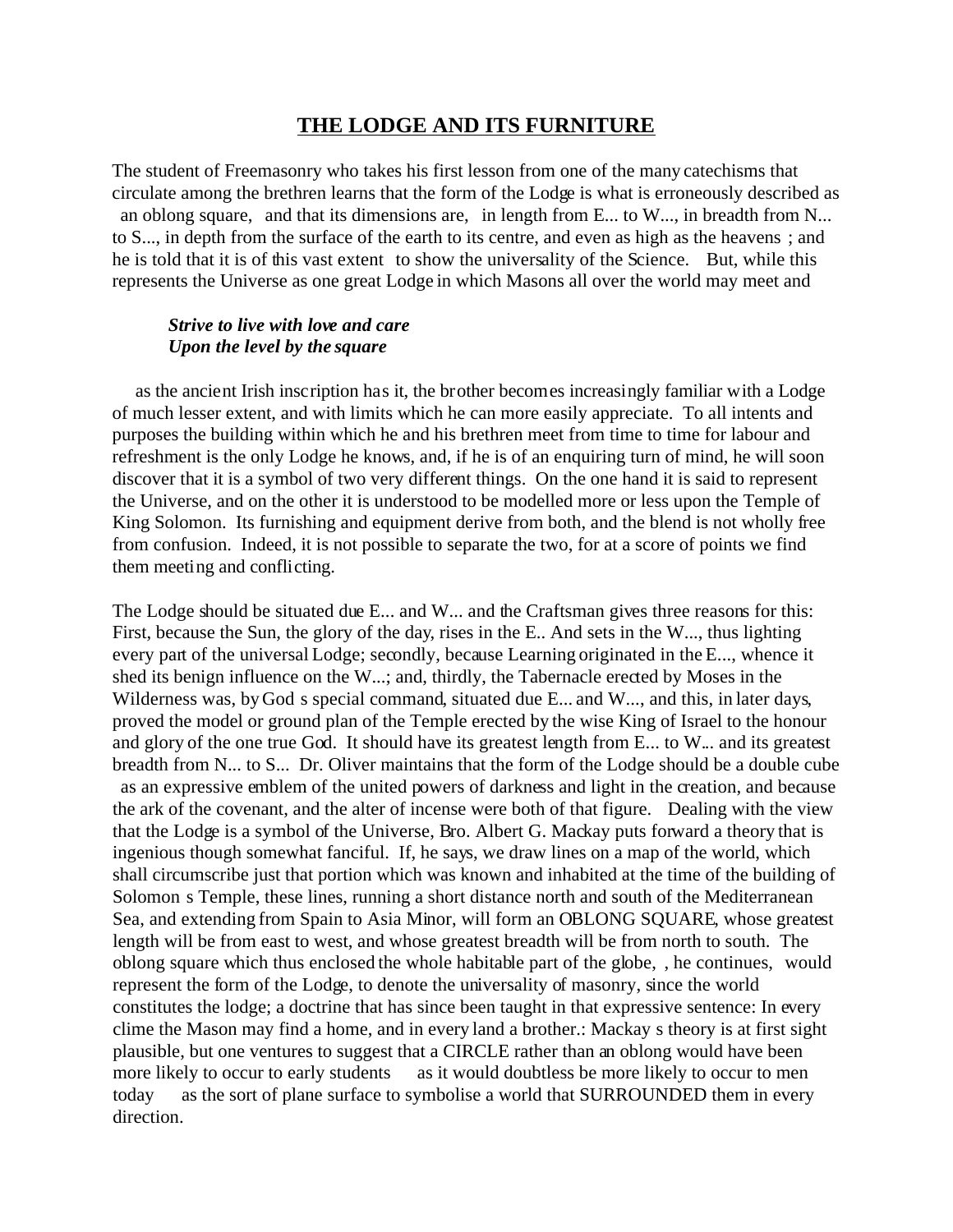# THE LODGE AND ITS FURNITURE

The student of Freemasonry who takes his first lesson from one of the many catechisms that circulate among the brethren learns that the form of the Lodge is what is erroneously described as an oblong square, and that its dimensions are, in length from E... to W..., in breadth from N... to S..., in depth from the surface of the earth to its centre, and even as high as the heavens ; and he is told that it is of this vast extent to show the universality of the Science. But, while this represents the Universe as one great Lodge in which Masons all over the world may meet and

> ***Strive to live with love and care***
> ***Upon the level by the square***

as the ancient Irish inscription has it, the brother becomes increasingly familiar with a Lodge of much lesser extent, and with limits which he can more easily appreciate. To all intents and purposes the building within which he and his brethren meet from time to time for labour and refreshment is the only Lodge he knows, and, if he is of an enquiring turn of mind, he will soon discover that it is a symbol of two very different things. On the one hand it is said to represent the Universe, and on the other it is understood to be modelled more or less upon the Temple of King Solomon. Its furnishing and equipment derive from both, and the blend is not wholly free from confusion. Indeed, it is not possible to separate the two, for at a score of points we find them meeting and conflicting.

The Lodge should be situated due E... and W... and the Craftsman gives three reasons for this: First, because the Sun, the glory of the day, rises in the E.. And sets in the W..., thus lighting every part of the universal Lodge; secondly, because Learning originated in the E..., whence it shed its benign influence on the W...; and, thirdly, the Tabernacle erected by Moses in the Wilderness was, by God s special command, situated due E... and W..., and this, in later days, proved the model or ground plan of the Temple erected by the wise King of Israel to the honour and glory of the one true God. It should have its greatest length from E... to W... and its greatest breadth from N... to S... Dr. Oliver maintains that the form of the Lodge should be a double cube as an expressive emblem of the united powers of darkness and light in the creation, and because the ark of the covenant, and the alter of incense were both of that figure. Dealing with the view that the Lodge is a symbol of the Universe, Bro. Albert G. Mackay puts forward a theory that is ingenious though somewhat fanciful. If, he says, we draw lines on a map of the world, which shall circumscribe just that portion which was known and inhabited at the time of the building of Solomon s Temple, these lines, running a short distance north and south of the Mediterranean Sea, and extending from Spain to Asia Minor, will form an OBLONG SQUARE, whose greatest length will be from east to west, and whose greatest breadth will be from north to south. The oblong square which thus enclosed the whole habitable part of the globe, , he continues, would represent the form of the Lodge, to denote the universality of masonry, since the world constitutes the lodge; a doctrine that has since been taught in that expressive sentence: In every clime the Mason may find a home, and in every land a brother.: Mackay s theory is at first sight plausible, but one ventures to suggest that a CIRCLE rather than an oblong would have been more likely to occur to early students as it would doubtless be more likely to occur to men today as the sort of plane surface to symbolise a world that SURROUNDED them in every direction.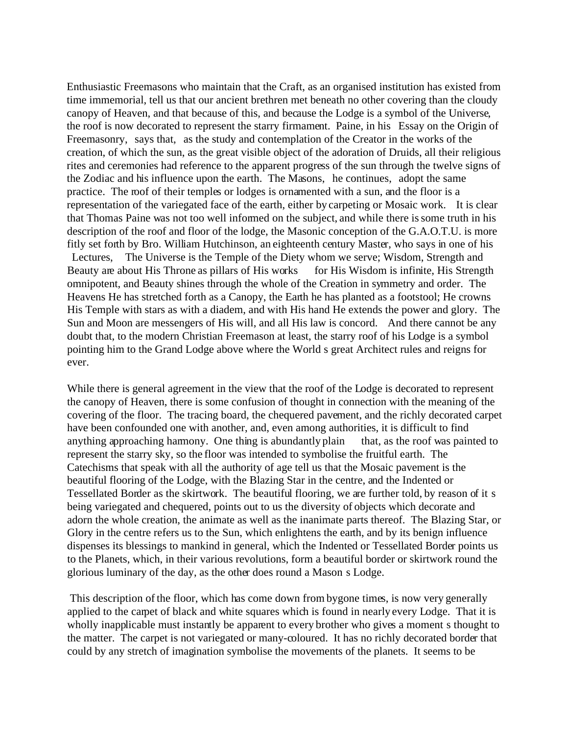Enthusiastic Freemasons who maintain that the Craft, as an organised institution has existed from time immemorial, tell us that our ancient brethren met beneath no other covering than the cloudy canopy of Heaven, and that because of this, and because the Lodge is a symbol of the Universe, the roof is now decorated to represent the starry firmament. Paine, in his Essay on the Origin of Freemasonry, says that, as the study and contemplation of the Creator in the works of the creation, of which the sun, as the great visible object of the adoration of Druids, all their religious rites and ceremonies had reference to the apparent progress of the sun through the twelve signs of the Zodiac and his influence upon the earth. The Masons, he continues, adopt the same practice. The roof of their temples or lodges is ornamented with a sun, and the floor is a representation of the variegated face of the earth, either by carpeting or Mosaic work. It is clear that Thomas Paine was not too well informed on the subject, and while there is some truth in his description of the roof and floor of the lodge, the Masonic conception of the G.A.O.T.U. is more fitly set forth by Bro. William Hutchinson, an eighteenth century Master, who says in one of his Lectures, The Universe is the Temple of the Diety whom we serve; Wisdom, Strength and Beauty are about His Throne as pillars of His works for His Wisdom is infinite, His Strength omnipotent, and Beauty shines through the whole of the Creation in symmetry and order. The Heavens He has stretched forth as a Canopy, the Earth he has planted as a footstool; He crowns His Temple with stars as with a diadem, and with His hand He extends the power and glory. The Sun and Moon are messengers of His will, and all His law is concord. And there cannot be any doubt that, to the modern Christian Freemason at least, the starry roof of his Lodge is a symbol pointing him to the Grand Lodge above where the World s great Architect rules and reigns for ever.

While there is general agreement in the view that the roof of the Lodge is decorated to represent the canopy of Heaven, there is some confusion of thought in connection with the meaning of the covering of the floor. The tracing board, the chequered pavement, and the richly decorated carpet have been confounded one with another, and, even among authorities, it is difficult to find anything approaching harmony. One thing is abundantly plain that, as the roof was painted to represent the starry sky, so the floor was intended to symbolise the fruitful earth. The Catechisms that speak with all the authority of age tell us that the Mosaic pavement is the beautiful flooring of the Lodge, with the Blazing Star in the centre, and the Indented or Tessellated Border as the skirtwork. The beautiful flooring, we are further told, by reason of it s being variegated and chequered, points out to us the diversity of objects which decorate and adorn the whole creation, the animate as well as the inanimate parts thereof. The Blazing Star, or Glory in the centre refers us to the Sun, which enlightens the earth, and by its benign influence dispenses its blessings to mankind in general, which the Indented or Tessellated Border points us to the Planets, which, in their various revolutions, form a beautiful border or skirtwork round the glorious luminary of the day, as the other does round a Mason s Lodge.

This description of the floor, which has come down from bygone times, is now very generally applied to the carpet of black and white squares which is found in nearly every Lodge. That it is wholly inapplicable must instantly be apparent to every brother who gives a moment s thought to the matter. The carpet is not variegated or many-coloured. It has no richly decorated border that could by any stretch of imagination symbolise the movements of the planets. It seems to be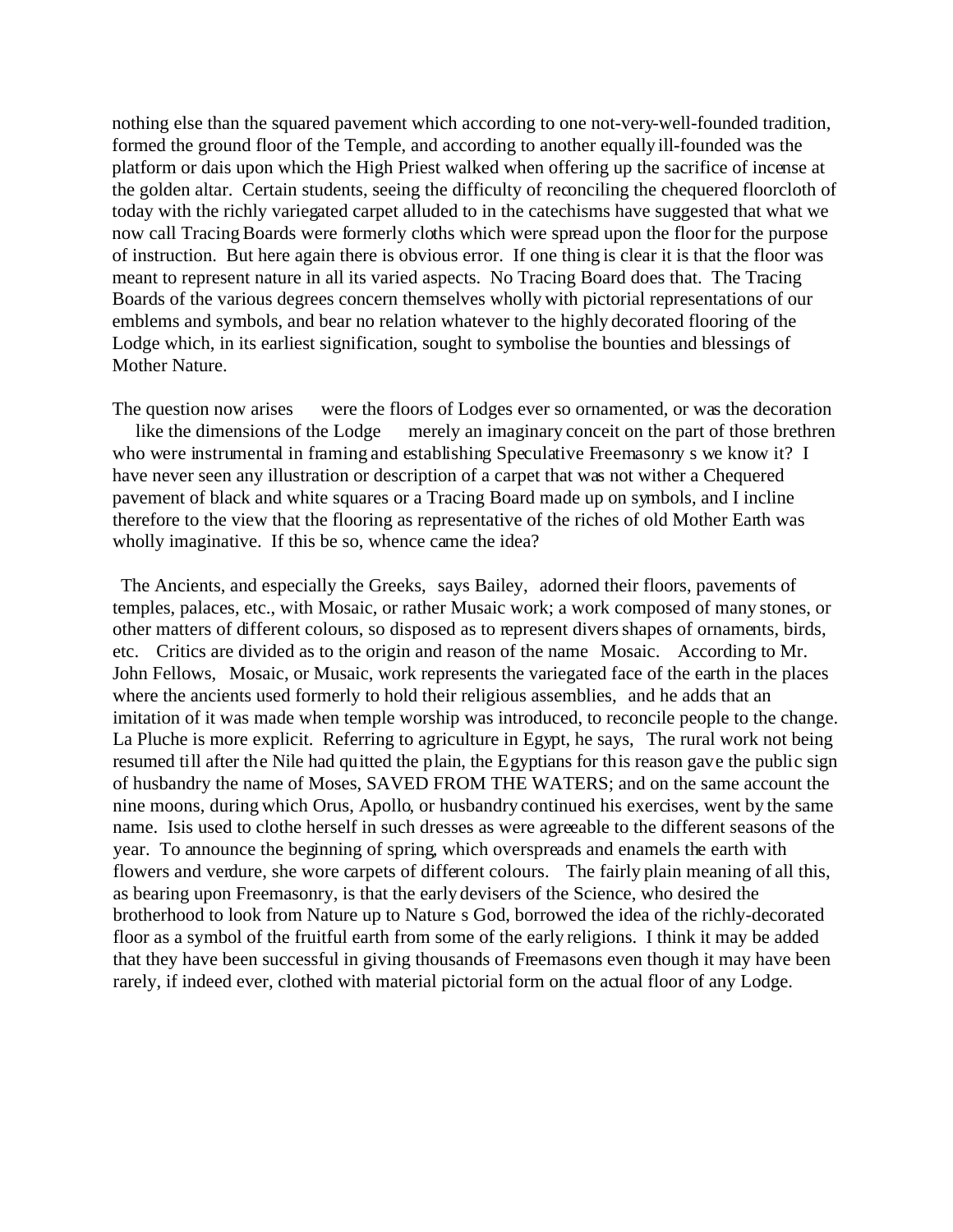nothing else than the squared pavement which according to one not-very-well-founded tradition, formed the ground floor of the Temple, and according to another equally ill-founded was the platform or dais upon which the High Priest walked when offering up the sacrifice of incense at the golden altar. Certain students, seeing the difficulty of reconciling the chequered floorcloth of today with the richly variegated carpet alluded to in the catechisms have suggested that what we now call Tracing Boards were formerly cloths which were spread upon the floor for the purpose of instruction. But here again there is obvious error. If one thing is clear it is that the floor was meant to represent nature in all its varied aspects. No Tracing Board does that. The Tracing Boards of the various degrees concern themselves wholly with pictorial representations of our emblems and symbols, and bear no relation whatever to the highly decorated flooring of the Lodge which, in its earliest signification, sought to symbolise the bounties and blessings of Mother Nature.

The question now arises were the floors of Lodges ever so ornamented, or was the decoration like the dimensions of the Lodge merely an imaginary conceit on the part of those brethren who were instrumental in framing and establishing Speculative Freemasonry s we know it? I have never seen any illustration or description of a carpet that was not wither a Chequered pavement of black and white squares or a Tracing Board made up on symbols, and I incline therefore to the view that the flooring as representative of the riches of old Mother Earth was wholly imaginative. If this be so, whence came the idea?

The Ancients, and especially the Greeks, says Bailey, adorned their floors, pavements of temples, palaces, etc., with Mosaic, or rather Musaic work; a work composed of many stones, or other matters of different colours, so disposed as to represent divers shapes of ornaments, birds, etc. Critics are divided as to the origin and reason of the name Mosaic. According to Mr. John Fellows, Mosaic, or Musaic, work represents the variegated face of the earth in the places where the ancients used formerly to hold their religious assemblies, and he adds that an imitation of it was made when temple worship was introduced, to reconcile people to the change. La Pluche is more explicit. Referring to agriculture in Egypt, he says, The rural work not being resumed till after the Nile had quitted the plain, the Egyptians for this reason gave the public sign of husbandry the name of Moses, SAVED FROM THE WATERS; and on the same account the nine moons, during which Orus, Apollo, or husbandry continued his exercises, went by the same name. Isis used to clothe herself in such dresses as were agreeable to the different seasons of the year. To announce the beginning of spring, which overspreads and enamels the earth with flowers and verdure, she wore carpets of different colours. The fairly plain meaning of all this, as bearing upon Freemasonry, is that the early devisers of the Science, who desired the brotherhood to look from Nature up to Nature s God, borrowed the idea of the richly-decorated floor as a symbol of the fruitful earth from some of the early religions. I think it may be added that they have been successful in giving thousands of Freemasons even though it may have been rarely, if indeed ever, clothed with material pictorial form on the actual floor of any Lodge.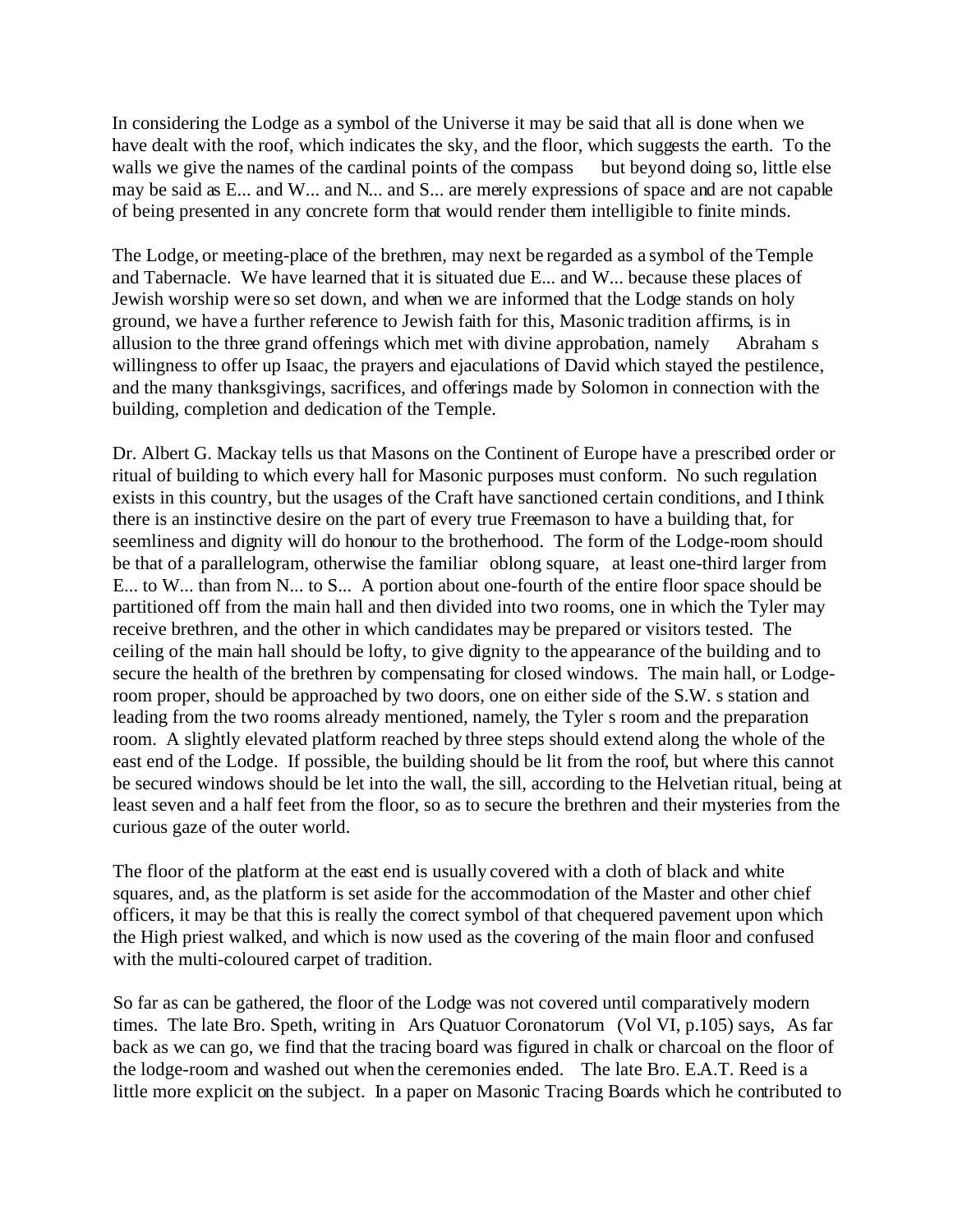In considering the Lodge as a symbol of the Universe it may be said that all is done when we have dealt with the roof, which indicates the sky, and the floor, which suggests the earth. To the walls we give the names of the cardinal points of the compass but beyond doing so, little else may be said as E... and W... and N... and S... are merely expressions of space and are not capable of being presented in any concrete form that would render them intelligible to finite minds.

The Lodge, or meeting-place of the brethren, may next be regarded as a symbol of the Temple and Tabernacle. We have learned that it is situated due E... and W... because these places of Jewish worship were so set down, and when we are informed that the Lodge stands on holy ground, we have a further reference to Jewish faith for this, Masonic tradition affirms, is in allusion to the three grand offerings which met with divine approbation, namely Abraham s willingness to offer up Isaac, the prayers and ejaculations of David which stayed the pestilence, and the many thanksgivings, sacrifices, and offerings made by Solomon in connection with the building, completion and dedication of the Temple.

Dr. Albert G. Mackay tells us that Masons on the Continent of Europe have a prescribed order or ritual of building to which every hall for Masonic purposes must conform. No such regulation exists in this country, but the usages of the Craft have sanctioned certain conditions, and I think there is an instinctive desire on the part of every true Freemason to have a building that, for seemliness and dignity will do honour to the brotherhood. The form of the Lodge-room should be that of a parallelogram, otherwise the familiar oblong square, at least one-third larger from E... to W... than from N... to S... A portion about one-fourth of the entire floor space should be partitioned off from the main hall and then divided into two rooms, one in which the Tyler may receive brethren, and the other in which candidates may be prepared or visitors tested. The ceiling of the main hall should be lofty, to give dignity to the appearance of the building and to secure the health of the brethren by compensating for closed windows. The main hall, or Lodge-room proper, should be approached by two doors, one on either side of the S.W. s station and leading from the two rooms already mentioned, namely, the Tyler s room and the preparation room. A slightly elevated platform reached by three steps should extend along the whole of the east end of the Lodge. If possible, the building should be lit from the roof, but where this cannot be secured windows should be let into the wall, the sill, according to the Helvetian ritual, being at least seven and a half feet from the floor, so as to secure the brethren and their mysteries from the curious gaze of the outer world.

The floor of the platform at the east end is usually covered with a cloth of black and white squares, and, as the platform is set aside for the accommodation of the Master and other chief officers, it may be that this is really the correct symbol of that chequered pavement upon which the High priest walked, and which is now used as the covering of the main floor and confused with the multi-coloured carpet of tradition.

So far as can be gathered, the floor of the Lodge was not covered until comparatively modern times. The late Bro. Speth, writing in Ars Quatuor Coronatorum (Vol VI, p.105) says, As far back as we can go, we find that the tracing board was figured in chalk or charcoal on the floor of the lodge-room and washed out when the ceremonies ended. The late Bro. E.A.T. Reed is a little more explicit on the subject. In a paper on Masonic Tracing Boards which he contributed to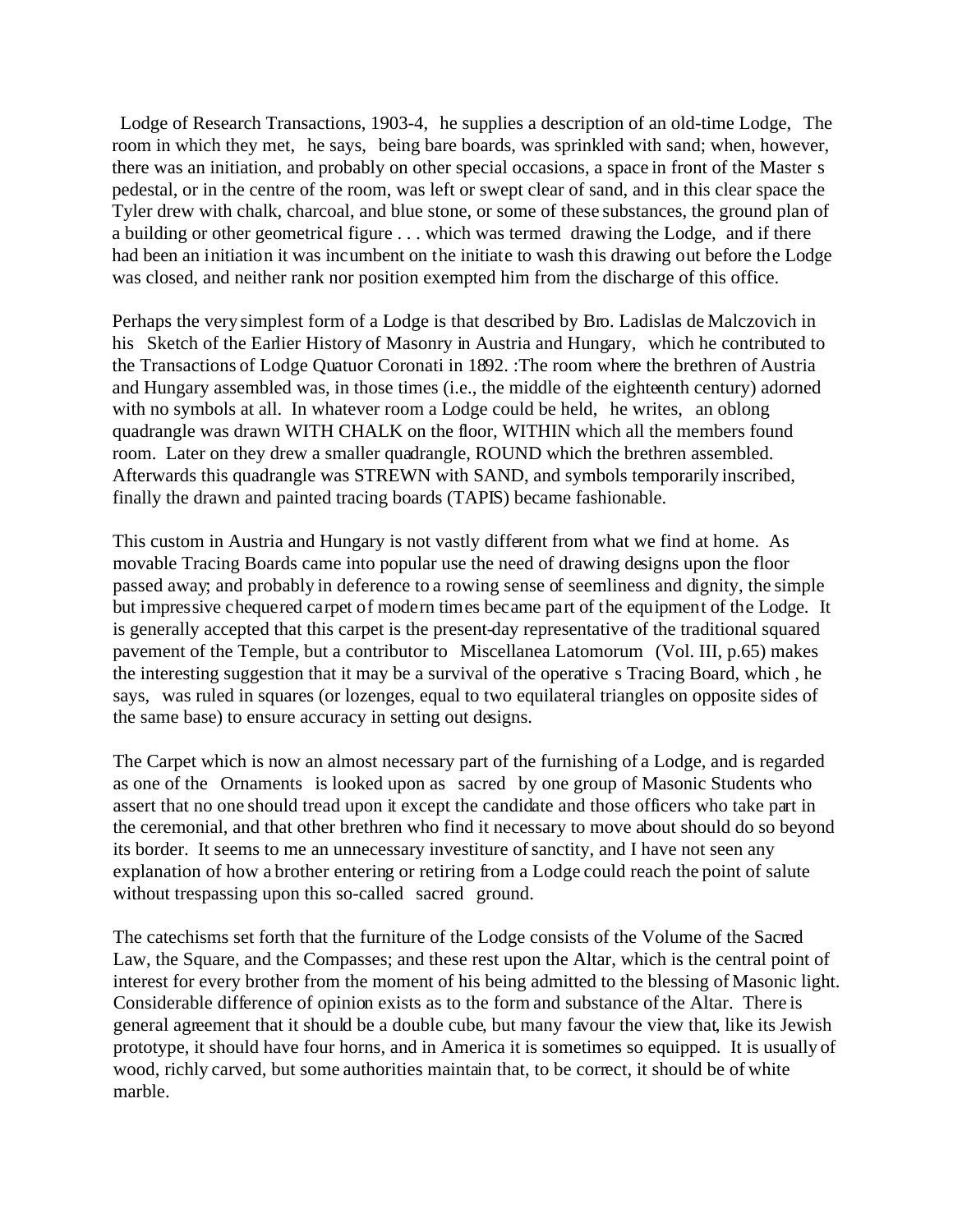Lodge of Research Transactions, 1903-4, he supplies a description of an old-time Lodge, The room in which they met, he says, being bare boards, was sprinkled with sand; when, however, there was an initiation, and probably on other special occasions, a space in front of the Master s pedestal, or in the centre of the room, was left or swept clear of sand, and in this clear space the Tyler drew with chalk, charcoal, and blue stone, or some of these substances, the ground plan of a building or other geometrical figure . . . which was termed drawing the Lodge, and if there had been an initiation it was incumbent on the initiate to wash this drawing out before the Lodge was closed, and neither rank nor position exempted him from the discharge of this office.

Perhaps the very simplest form of a Lodge is that described by Bro. Ladislas de Malczovich in his Sketch of the Earlier History of Masonry in Austria and Hungary, which he contributed to the Transactions of Lodge Quatuor Coronati in 1892. :The room where the brethren of Austria and Hungary assembled was, in those times (i.e., the middle of the eighteenth century) adorned with no symbols at all. In whatever room a Lodge could be held, he writes, an oblong quadrangle was drawn WITH CHALK on the floor, WITHIN which all the members found room. Later on they drew a smaller quadrangle, ROUND which the brethren assembled. Afterwards this quadrangle was STREWN with SAND, and symbols temporarily inscribed, finally the drawn and painted tracing boards (TAPIS) became fashionable.

This custom in Austria and Hungary is not vastly different from what we find at home. As movable Tracing Boards came into popular use the need of drawing designs upon the floor passed away; and probably in deference to a rowing sense of seemliness and dignity, the simple but impressive chequered carpet of modern times became part of the equipment of the Lodge. It is generally accepted that this carpet is the present-day representative of the traditional squared pavement of the Temple, but a contributor to Miscellanea Latomorum (Vol. III, p.65) makes the interesting suggestion that it may be a survival of the operative s Tracing Board, which , he says, was ruled in squares (or lozenges, equal to two equilateral triangles on opposite sides of the same base) to ensure accuracy in setting out designs.

The Carpet which is now an almost necessary part of the furnishing of a Lodge, and is regarded as one of the Ornaments is looked upon as sacred by one group of Masonic Students who assert that no one should tread upon it except the candidate and those officers who take part in the ceremonial, and that other brethren who find it necessary to move about should do so beyond its border. It seems to me an unnecessary investiture of sanctity, and I have not seen any explanation of how a brother entering or retiring from a Lodge could reach the point of salute without trespassing upon this so-called sacred ground.

The catechisms set forth that the furniture of the Lodge consists of the Volume of the Sacred Law, the Square, and the Compasses; and these rest upon the Altar, which is the central point of interest for every brother from the moment of his being admitted to the blessing of Masonic light. Considerable difference of opinion exists as to the form and substance of the Altar. There is general agreement that it should be a double cube, but many favour the view that, like its Jewish prototype, it should have four horns, and in America it is sometimes so equipped. It is usually of wood, richly carved, but some authorities maintain that, to be correct, it should be of white marble.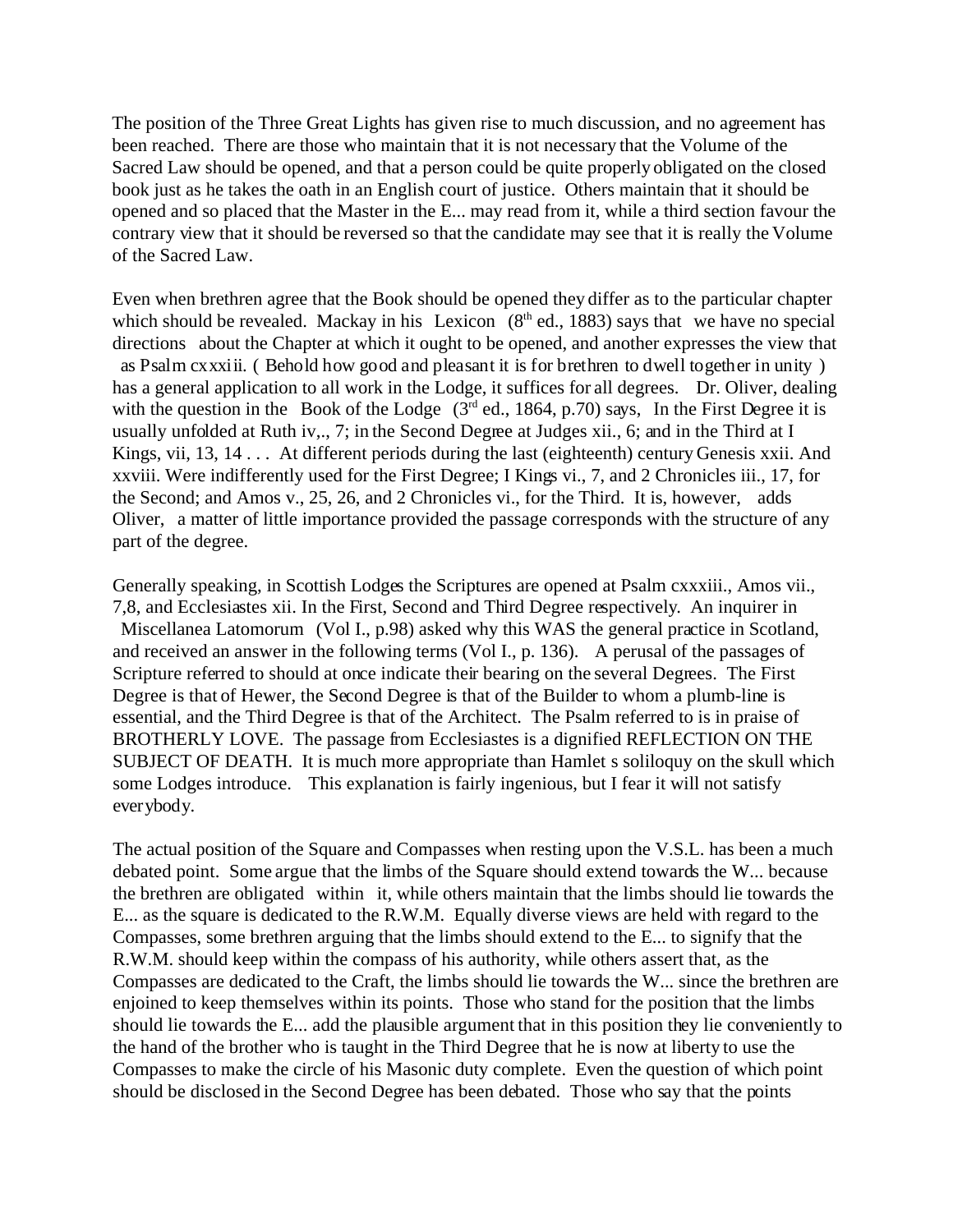The position of the Three Great Lights has given rise to much discussion, and no agreement has been reached. There are those who maintain that it is not necessary that the Volume of the Sacred Law should be opened, and that a person could be quite properly obligated on the closed book just as he takes the oath in an English court of justice. Others maintain that it should be opened and so placed that the Master in the E... may read from it, while a third section favour the contrary view that it should be reversed so that the candidate may see that it is really the Volume of the Sacred Law.

Even when brethren agree that the Book should be opened they differ as to the particular chapter which should be revealed. Mackay in his Lexicon (8th ed., 1883) says that we have no special directions about the Chapter at which it ought to be opened, and another expresses the view that as Psalm cxxxiii. ( Behold how good and pleasant it is for brethren to dwell together in unity ) has a general application to all work in the Lodge, it suffices for all degrees. Dr. Oliver, dealing with the question in the Book of the Lodge (3rd ed., 1864, p.70) says, In the First Degree it is usually unfolded at Ruth iv,., 7; in the Second Degree at Judges xii., 6; and in the Third at I Kings, vii, 13, 14 . . . At different periods during the last (eighteenth) century Genesis xxii. And xxviii. Were indifferently used for the First Degree; I Kings vi., 7, and 2 Chronicles iii., 17, for the Second; and Amos v., 25, 26, and 2 Chronicles vi., for the Third. It is, however, adds Oliver, a matter of little importance provided the passage corresponds with the structure of any part of the degree.

Generally speaking, in Scottish Lodges the Scriptures are opened at Psalm cxxxiii., Amos vii., 7,8, and Ecclesiastes xii. In the First, Second and Third Degree respectively. An inquirer in Miscellanea Latomorum (Vol I., p.98) asked why this WAS the general practice in Scotland, and received an answer in the following terms (Vol I., p. 136). A perusal of the passages of Scripture referred to should at once indicate their bearing on the several Degrees. The First Degree is that of Hewer, the Second Degree is that of the Builder to whom a plumb-line is essential, and the Third Degree is that of the Architect. The Psalm referred to is in praise of BROTHERLY LOVE. The passage from Ecclesiastes is a dignified REFLECTION ON THE SUBJECT OF DEATH. It is much more appropriate than Hamlet s soliloquy on the skull which some Lodges introduce. This explanation is fairly ingenious, but I fear it will not satisfy everybody.

The actual position of the Square and Compasses when resting upon the V.S.L. has been a much debated point. Some argue that the limbs of the Square should extend towards the W... because the brethren are obligated within it, while others maintain that the limbs should lie towards the E... as the square is dedicated to the R.W.M. Equally diverse views are held with regard to the Compasses, some brethren arguing that the limbs should extend to the E... to signify that the R.W.M. should keep within the compass of his authority, while others assert that, as the Compasses are dedicated to the Craft, the limbs should lie towards the W... since the brethren are enjoined to keep themselves within its points. Those who stand for the position that the limbs should lie towards the E... add the plausible argument that in this position they lie conveniently to the hand of the brother who is taught in the Third Degree that he is now at liberty to use the Compasses to make the circle of his Masonic duty complete. Even the question of which point should be disclosed in the Second Degree has been debated. Those who say that the points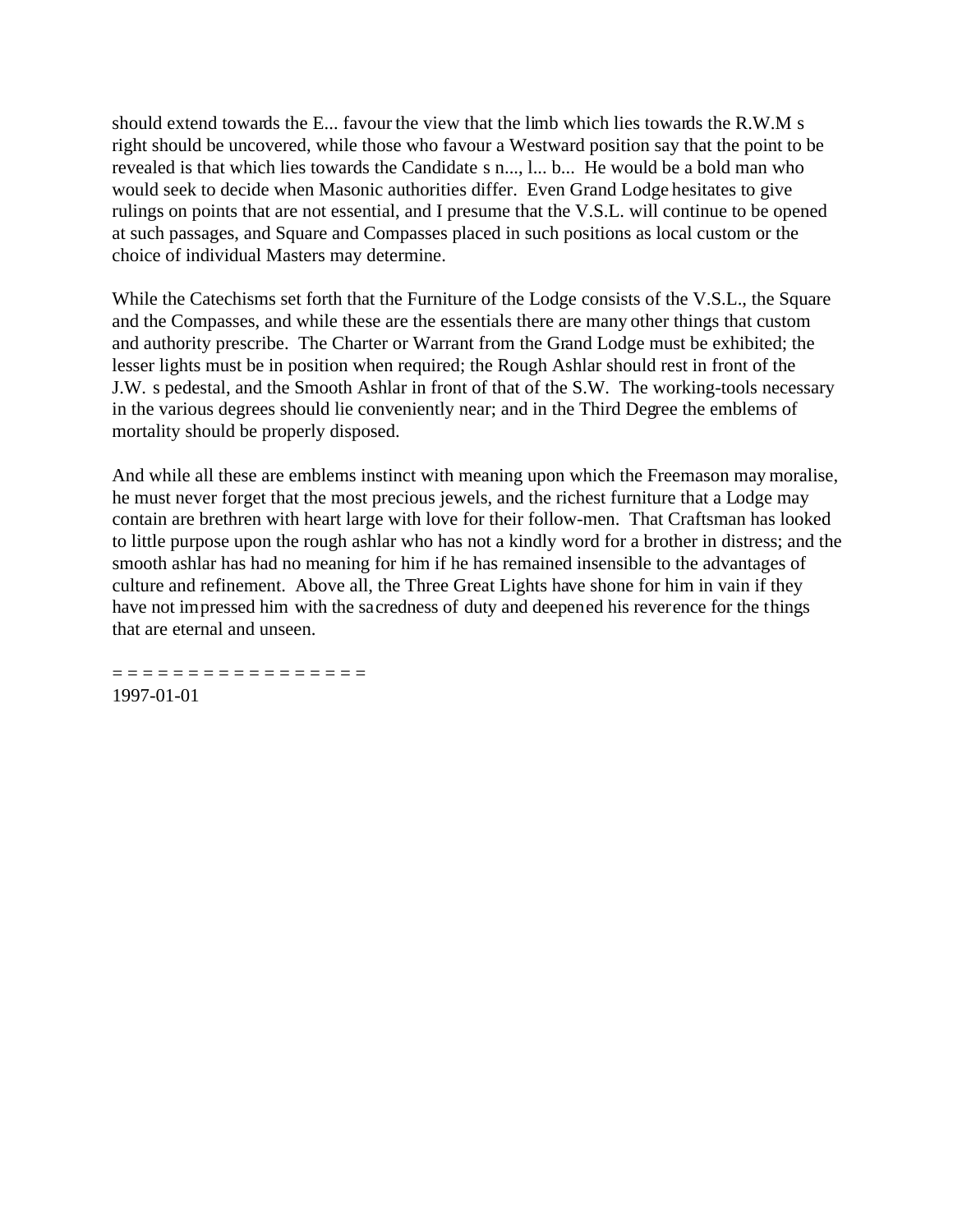should extend towards the E... favour the view that the limb which lies towards the R.W.M s right should be uncovered, while those who favour a Westward position say that the point to be revealed is that which lies towards the Candidate s n..., l... b... He would be a bold man who would seek to decide when Masonic authorities differ. Even Grand Lodge hesitates to give rulings on points that are not essential, and I presume that the V.S.L. will continue to be opened at such passages, and Square and Compasses placed in such positions as local custom or the choice of individual Masters may determine.

While the Catechisms set forth that the Furniture of the Lodge consists of the V.S.L., the Square and the Compasses, and while these are the essentials there are many other things that custom and authority prescribe. The Charter or Warrant from the Grand Lodge must be exhibited; the lesser lights must be in position when required; the Rough Ashlar should rest in front of the J.W. s pedestal, and the Smooth Ashlar in front of that of the S.W. The working-tools necessary in the various degrees should lie conveniently near; and in the Third Degree the emblems of mortality should be properly disposed.

And while all these are emblems instinct with meaning upon which the Freemason may moralise, he must never forget that the most precious jewels, and the richest furniture that a Lodge may contain are brethren with heart large with love for their follow-men. That Craftsman has looked to little purpose upon the rough ashlar who has not a kindly word for a brother in distress; and the smooth ashlar has had no meaning for him if he has remained insensible to the advantages of culture and refinement. Above all, the Three Great Lights have shone for him in vain if they have not impressed him with the sacredness of duty and deepened his reverence for the things that are eternal and unseen.

= = = = = = = = = = = = = = = =
1997-01-01